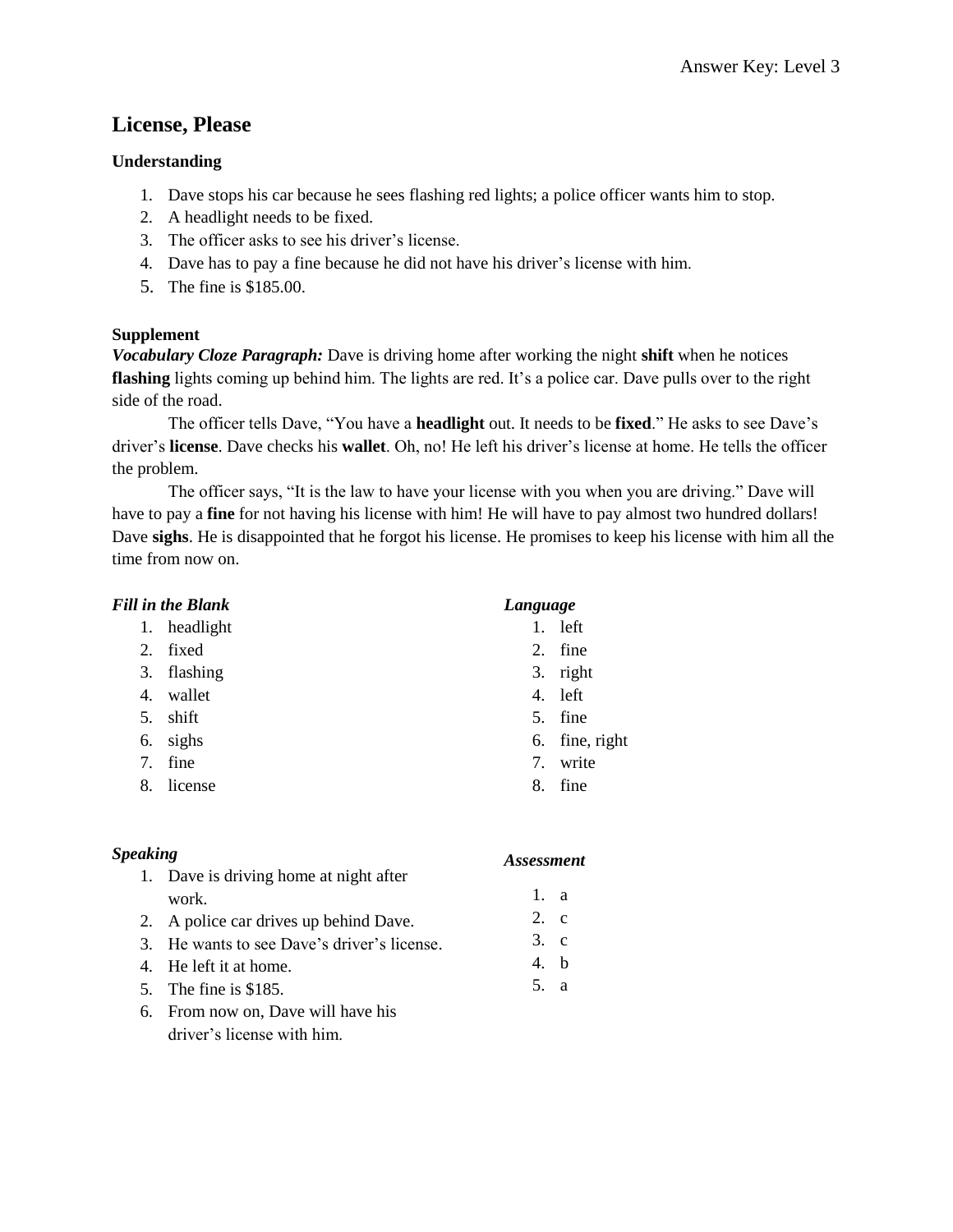# License, Please

### Understanding

1. Dave stops his car because he sees flashing red lights; a police officer wants him to stop.
2. A headlight needs to be fixed.
3. The officer asks to see his driver's license.
4. Dave has to pay a fine because he did not have his driver's license with him.
5. The fine is $185.00.

### Supplement

***Vocabulary Cloze Paragraph:*** Dave is driving home after working the night **shift** when he notices **flashing** lights coming up behind him. The lights are red. It's a police car. Dave pulls over to the right side of the road.

The officer tells Dave, "You have a **headlight** out. It needs to be **fixed**." He asks to see Dave's driver's **license**. Dave checks his **wallet**. Oh, no! He left his driver's license at home. He tells the officer the problem.

The officer says, "It is the law to have your license with you when you are driving." Dave will have to pay a **fine** for not having his license with him! He will have to pay almost two hundred dollars! Dave **sighs**. He is disappointed that he forgot his license. He promises to keep his license with him all the time from now on.

***Fill in the Blank***

1. headlight
2. fixed
3. flashing
4. wallet
5. shift
6. sighs
7. fine
8. license

***Language***

1. left
2. fine
3. right
4. left
5. fine
6. fine, right
7. write
8. fine

***Speaking***

1. Dave is driving home at night after work.
2. A police car drives up behind Dave.
3. He wants to see Dave's driver's license.
4. He left it at home.
5. The fine is $185.
6. From now on, Dave will have his driver's license with him.

***Assessment***

1. a
2. c
3. c
4. b
5. a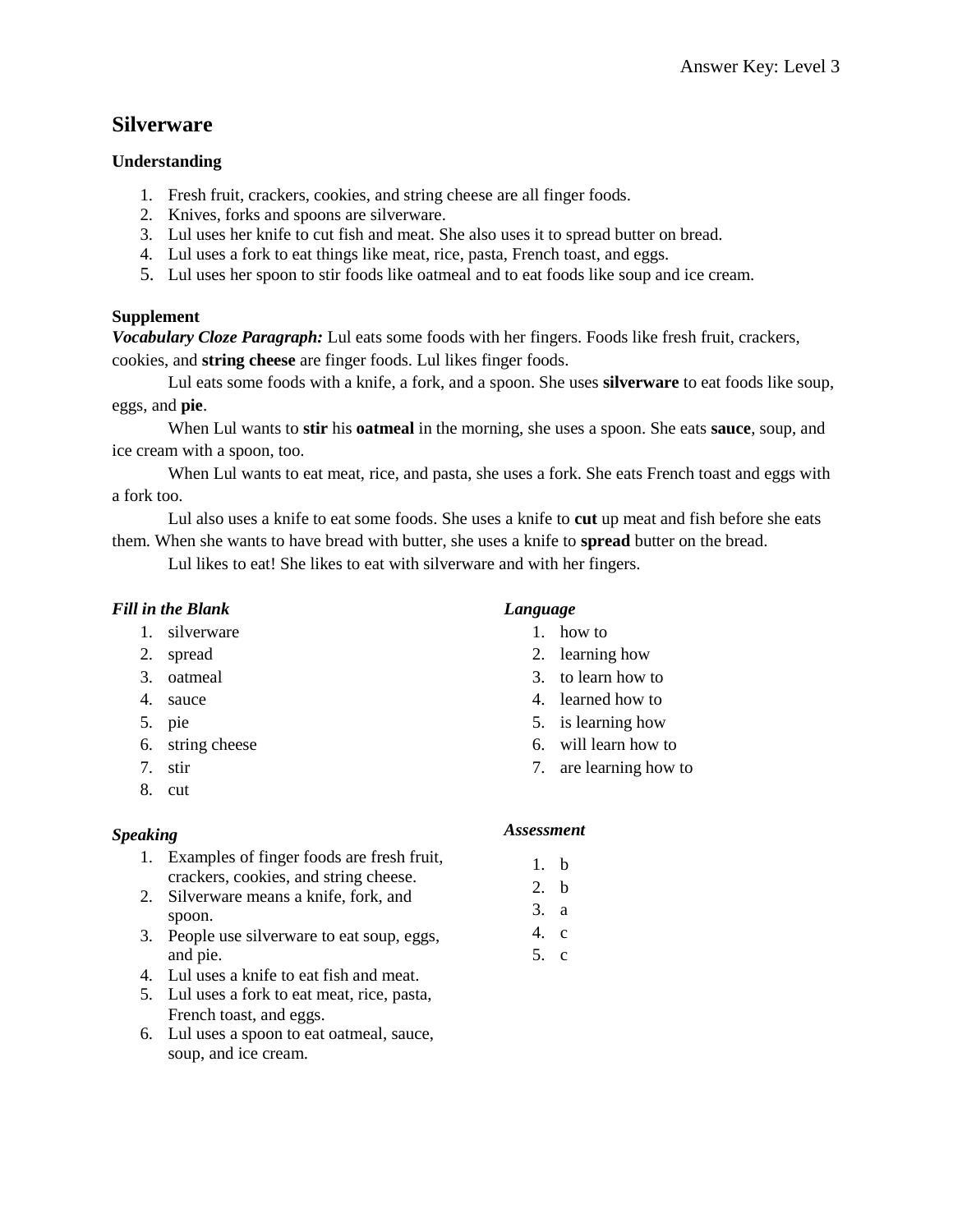# Silverware

### Understanding

1. Fresh fruit, crackers, cookies, and string cheese are all finger foods.
2. Knives, forks and spoons are silverware.
3. Lul uses her knife to cut fish and meat. She also uses it to spread butter on bread.
4. Lul uses a fork to eat things like meat, rice, pasta, French toast, and eggs.
5. Lul uses her spoon to stir foods like oatmeal and to eat foods like soup and ice cream.

### Supplement

***Vocabulary Cloze Paragraph:*** Lul eats some foods with her fingers. Foods like fresh fruit, crackers, cookies, and **string cheese** are finger foods. Lul likes finger foods.

Lul eats some foods with a knife, a fork, and a spoon. She uses **silverware** to eat foods like soup, eggs, and **pie**.

When Lul wants to **stir** his **oatmeal** in the morning, she uses a spoon. She eats **sauce**, soup, and ice cream with a spoon, too.

When Lul wants to eat meat, rice, and pasta, she uses a fork. She eats French toast and eggs with a fork too.

Lul also uses a knife to eat some foods. She uses a knife to **cut** up meat and fish before she eats them. When she wants to have bread with butter, she uses a knife to **spread** butter on the bread.

Lul likes to eat! She likes to eat with silverware and with her fingers.

***Fill in the Blank***

1. silverware
2. spread
3. oatmeal
4. sauce
5. pie
6. string cheese
7. stir
8. cut

***Speaking***

1. Examples of finger foods are fresh fruit, crackers, cookies, and string cheese.
2. Silverware means a knife, fork, and spoon.
3. People use silverware to eat soup, eggs, and pie.
4. Lul uses a knife to eat fish and meat.
5. Lul uses a fork to eat meat, rice, pasta, French toast, and eggs.
6. Lul uses a spoon to eat oatmeal, sauce, soup, and ice cream.

***Language***

1. how to
2. learning how
3. to learn how to
4. learned how to
5. is learning how
6. will learn how to
7. are learning how to

***Assessment***

1. b
2. b
3. a
4. c
5. c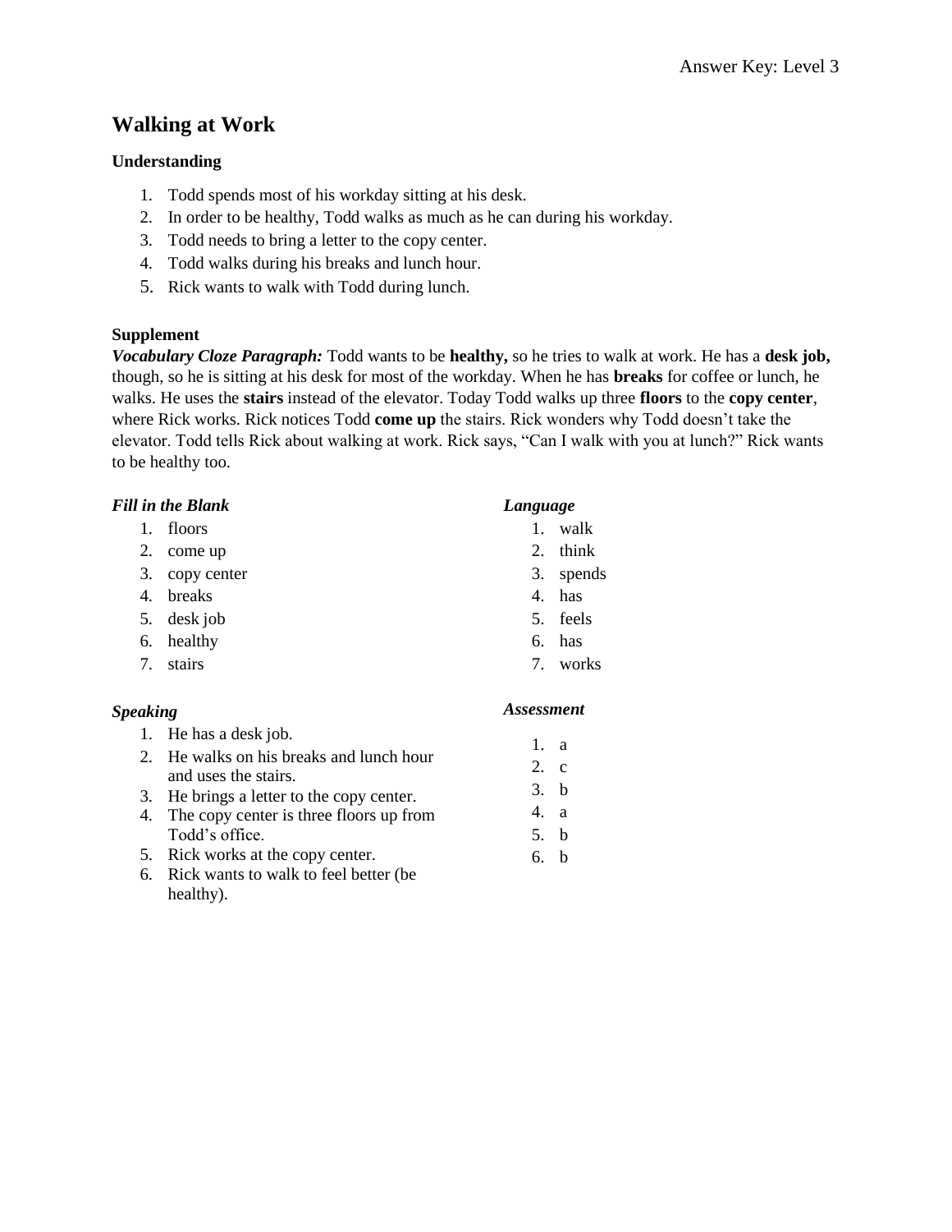# Walking at Work

### Understanding

1. Todd spends most of his workday sitting at his desk.
2. In order to be healthy, Todd walks as much as he can during his workday.
3. Todd needs to bring a letter to the copy center.
4. Todd walks during his breaks and lunch hour.
5. Rick wants to walk with Todd during lunch.

### Supplement

***Vocabulary Cloze Paragraph:*** Todd wants to be **healthy,** so he tries to walk at work. He has a **desk job,** though, so he is sitting at his desk for most of the workday. When he has **breaks** for coffee or lunch, he walks. He uses the **stairs** instead of the elevator. Today Todd walks up three **floors** to the **copy center**, where Rick works. Rick notices Todd **come up** the stairs. Rick wonders why Todd doesn't take the elevator. Todd tells Rick about walking at work. Rick says, "Can I walk with you at lunch?" Rick wants to be healthy too.

### *Fill in the Blank*

1. floors
2. come up
3. copy center
4. breaks
5. desk job
6. healthy
7. stairs

### *Language*

1. walk
2. think
3. spends
4. has
5. feels
6. has
7. works

### *Speaking*

1. He has a desk job.
2. He walks on his breaks and lunch hour and uses the stairs.
3. He brings a letter to the copy center.
4. The copy center is three floors up from Todd's office.
5. Rick works at the copy center.
6. Rick wants to walk to feel better (be healthy).

### *Assessment*

1. a
2. c
3. b
4. a
5. b
6. b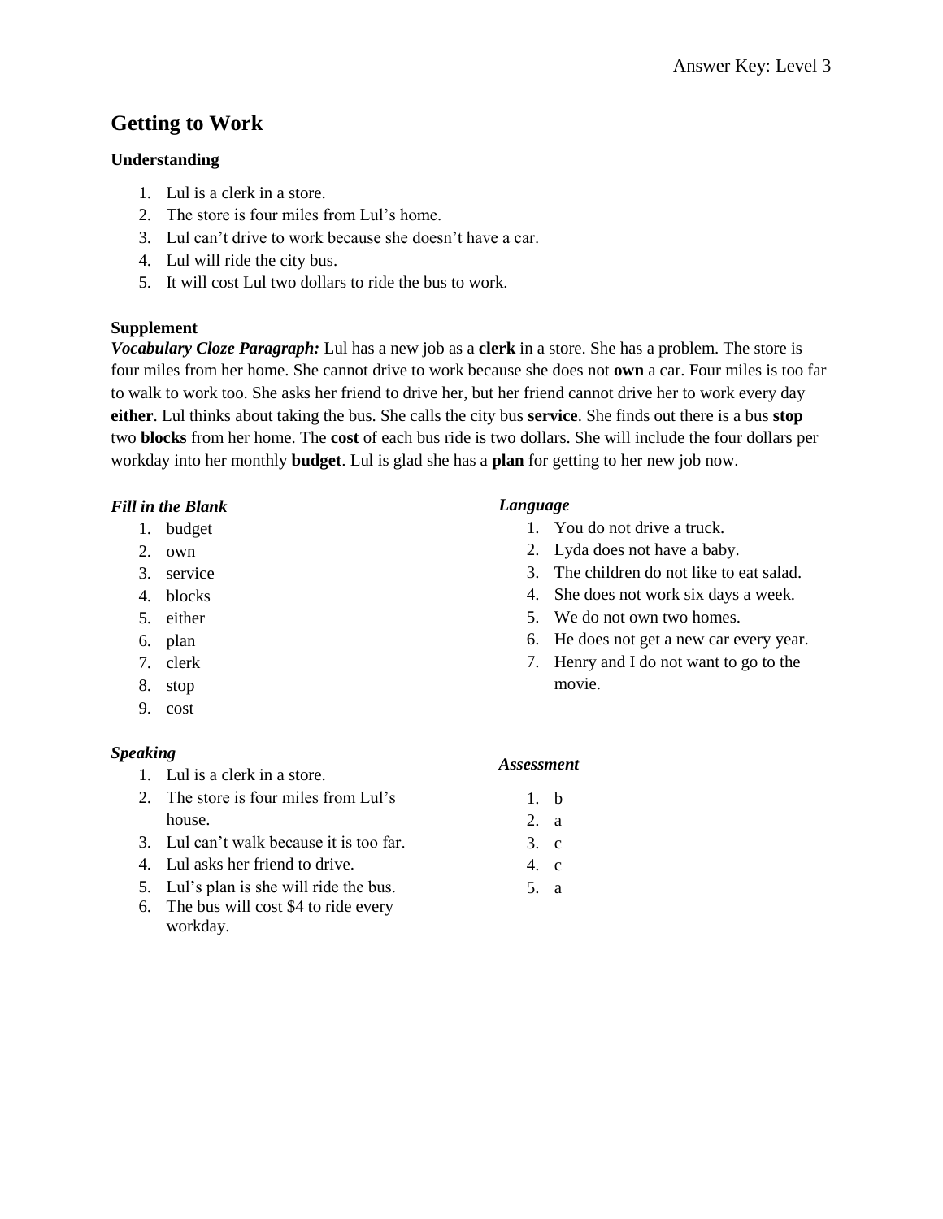# Getting to Work

### Understanding

1. Lul is a clerk in a store.
2. The store is four miles from Lul's home.
3. Lul can't drive to work because she doesn't have a car.
4. Lul will ride the city bus.
5. It will cost Lul two dollars to ride the bus to work.

### Supplement

***Vocabulary Cloze Paragraph:*** Lul has a new job as a **clerk** in a store. She has a problem. The store is four miles from her home. She cannot drive to work because she does not **own** a car. Four miles is too far to walk to work too. She asks her friend to drive her, but her friend cannot drive her to work every day **either**. Lul thinks about taking the bus. She calls the city bus **service**. She finds out there is a bus **stop** two **blocks** from her home. The **cost** of each bus ride is two dollars. She will include the four dollars per workday into her monthly **budget**. Lul is glad she has a **plan** for getting to her new job now.

***Fill in the Blank***

1. budget
2. own
3. service
4. blocks
5. either
6. plan
7. clerk
8. stop
9. cost

***Speaking***

1. Lul is a clerk in a store.
2. The store is four miles from Lul's house.
3. Lul can't walk because it is too far.
4. Lul asks her friend to drive.
5. Lul's plan is she will ride the bus.
6. The bus will cost $4 to ride every workday.

***Language***

1. You do not drive a truck.
2. Lyda does not have a baby.
3. The children do not like to eat salad.
4. She does not work six days a week.
5. We do not own two homes.
6. He does not get a new car every year.
7. Henry and I do not want to go to the movie.

***Assessment***

1. b
2. a
3. c
4. c
5. a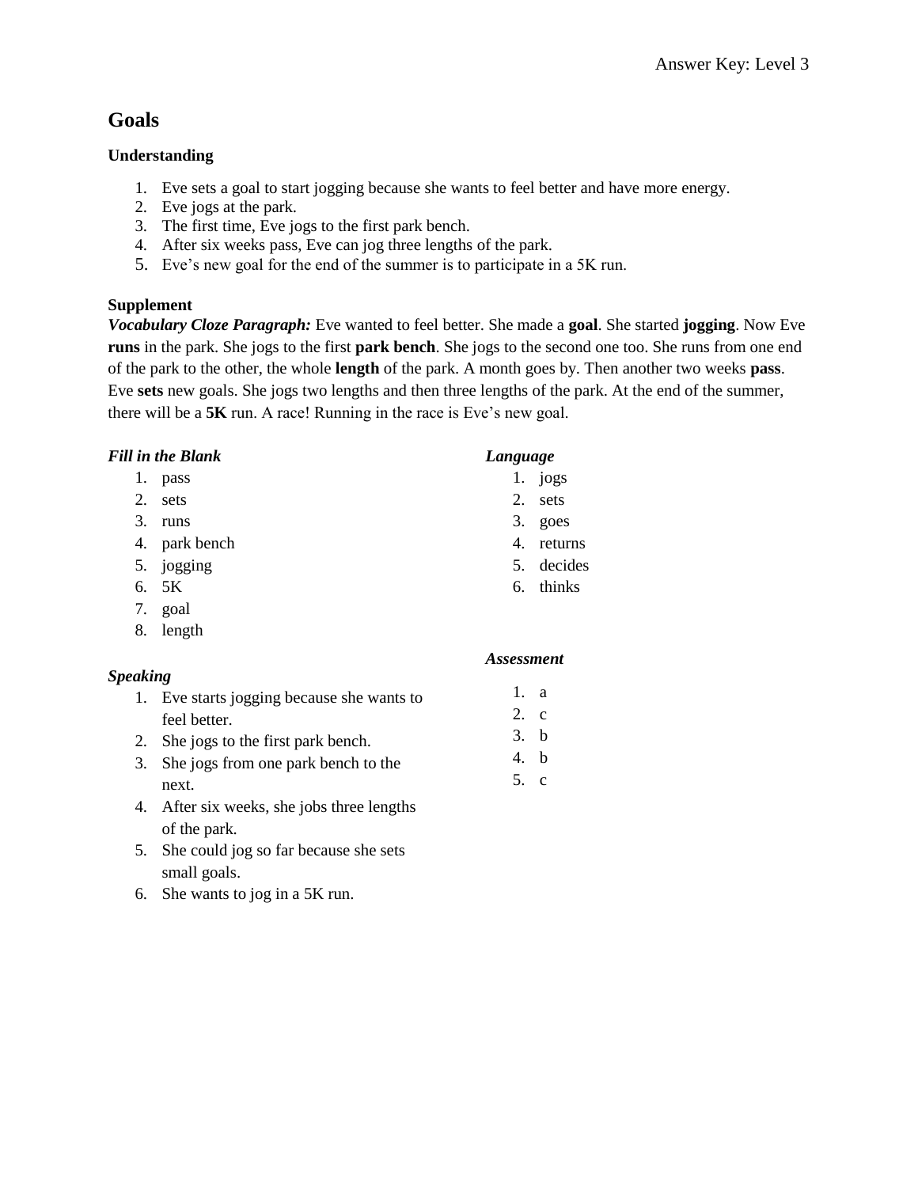# Goals

### Understanding

1. Eve sets a goal to start jogging because she wants to feel better and have more energy.
2. Eve jogs at the park.
3. The first time, Eve jogs to the first park bench.
4. After six weeks pass, Eve can jog three lengths of the park.
5. Eve's new goal for the end of the summer is to participate in a 5K run.

### Supplement

***Vocabulary Cloze Paragraph:*** Eve wanted to feel better. She made a **goal**. She started **jogging**. Now Eve **runs** in the park. She jogs to the first **park bench**. She jogs to the second one too. She runs from one end of the park to the other, the whole **length** of the park. A month goes by. Then another two weeks **pass**. Eve **sets** new goals. She jogs two lengths and then three lengths of the park. At the end of the summer, there will be a **5K** run. A race! Running in the race is Eve's new goal.

***Fill in the Blank***

1. pass
2. sets
3. runs
4. park bench
5. jogging
6. 5K
7. goal
8. length

***Speaking***

1. Eve starts jogging because she wants to feel better.
2. She jogs to the first park bench.
3. She jogs from one park bench to the next.
4. After six weeks, she jobs three lengths of the park.
5. She could jog so far because she sets small goals.
6. She wants to jog in a 5K run.

***Language***

1. jogs
2. sets
3. goes
4. returns
5. decides
6. thinks

***Assessment***

1. a
2. c
3. b
4. b
5. c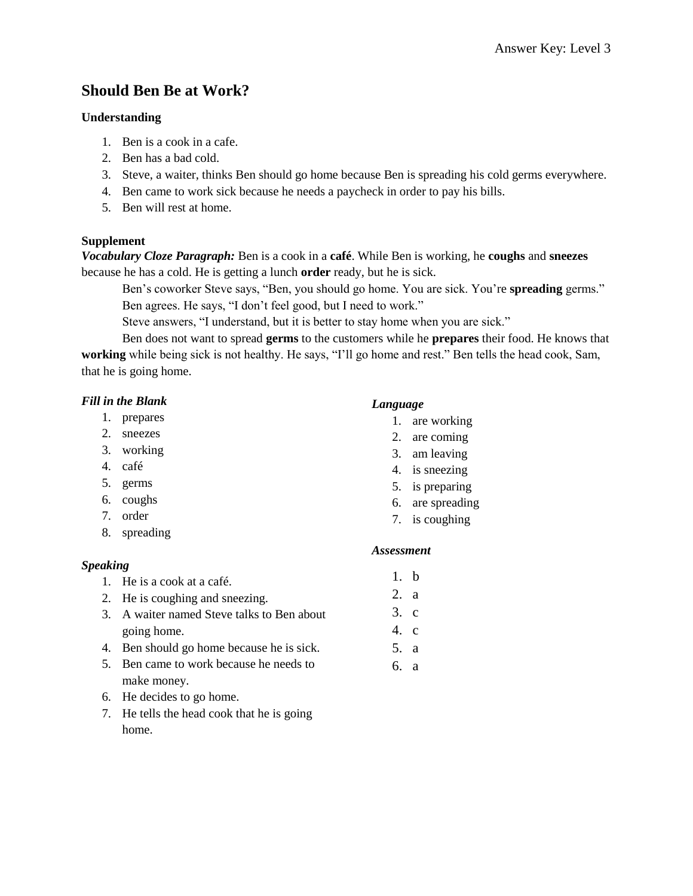# Should Ben Be at Work?

### Understanding

1. Ben is a cook in a cafe.
2. Ben has a bad cold.
3. Steve, a waiter, thinks Ben should go home because Ben is spreading his cold germs everywhere.
4. Ben came to work sick because he needs a paycheck in order to pay his bills.
5. Ben will rest at home.

### Supplement

***Vocabulary Cloze Paragraph:*** Ben is a cook in a **café**. While Ben is working, he **coughs** and **sneezes** because he has a cold. He is getting a lunch **order** ready, but he is sick.

Ben's coworker Steve says, "Ben, you should go home. You are sick. You're **spreading** germs."

Ben agrees. He says, "I don't feel good, but I need to work."

Steve answers, "I understand, but it is better to stay home when you are sick."

Ben does not want to spread **germs** to the customers while he **prepares** their food. He knows that **working** while being sick is not healthy. He says, "I'll go home and rest." Ben tells the head cook, Sam, that he is going home.

#### *Fill in the Blank*

1. prepares
2. sneezes
3. working
4. café
5. germs
6. coughs
7. order
8. spreading

#### *Speaking*

1. He is a cook at a café.
2. He is coughing and sneezing.
3. A waiter named Steve talks to Ben about going home.
4. Ben should go home because he is sick.
5. Ben came to work because he needs to make money.
6. He decides to go home.
7. He tells the head cook that he is going home.

#### *Language*

1. are working
2. are coming
3. am leaving
4. is sneezing
5. is preparing
6. are spreading
7. is coughing

#### *Assessment*

1. b
2. a
3. c
4. c
5. a
6. a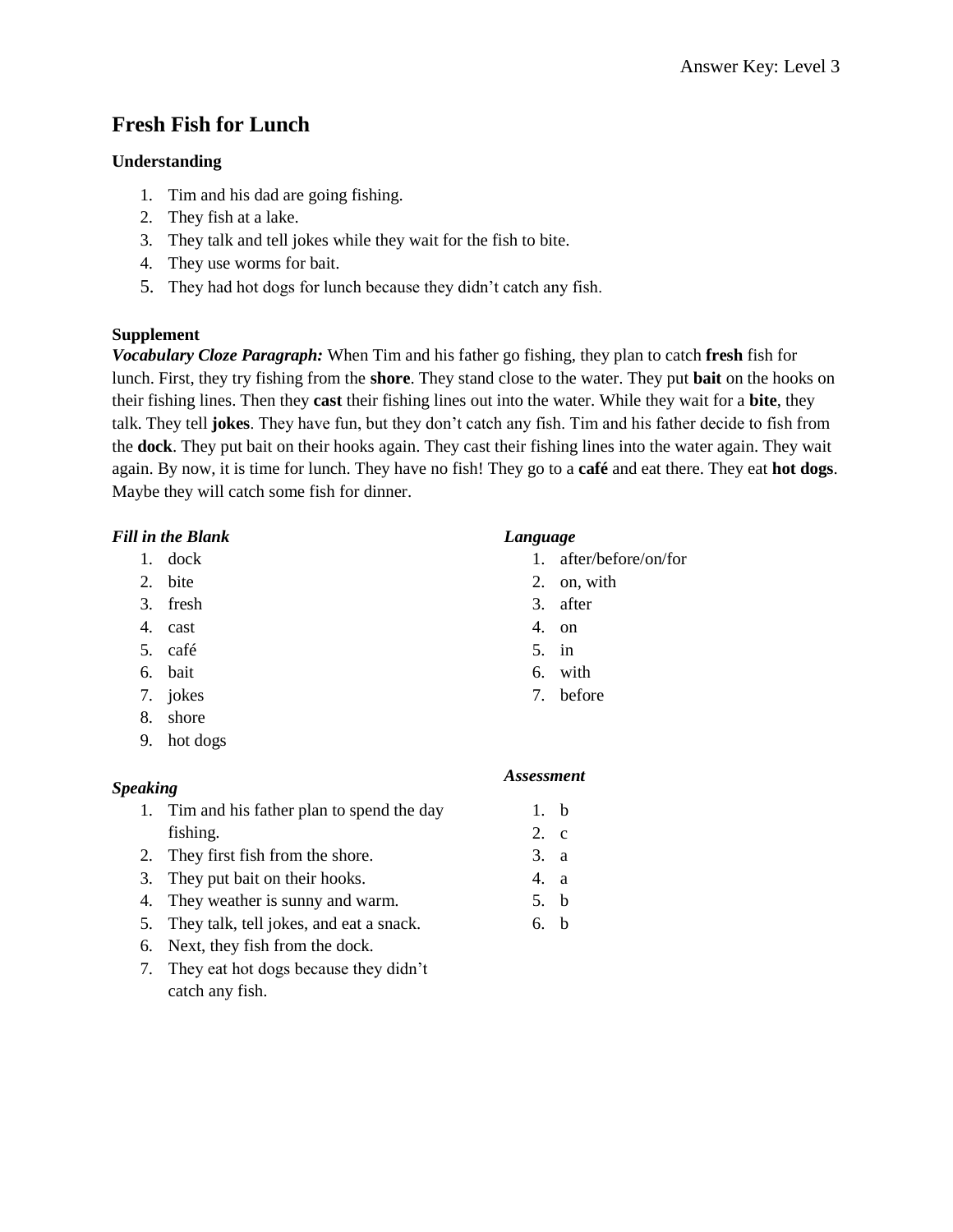# Fresh Fish for Lunch

### Understanding

1. Tim and his dad are going fishing.
2. They fish at a lake.
3. They talk and tell jokes while they wait for the fish to bite.
4. They use worms for bait.
5. They had hot dogs for lunch because they didn't catch any fish.

### Supplement

***Vocabulary Cloze Paragraph:*** When Tim and his father go fishing, they plan to catch **fresh** fish for lunch. First, they try fishing from the **shore**. They stand close to the water. They put **bait** on the hooks on their fishing lines. Then they **cast** their fishing lines out into the water. While they wait for a **bite**, they talk. They tell **jokes**. They have fun, but they don't catch any fish. Tim and his father decide to fish from the **dock**. They put bait on their hooks again. They cast their fishing lines into the water again. They wait again. By now, it is time for lunch. They have no fish! They go to a **café** and eat there. They eat **hot dogs**. Maybe they will catch some fish for dinner.

#### *Fill in the Blank*

1. dock
2. bite
3. fresh
4. cast
5. café
6. bait
7. jokes
8. shore
9. hot dogs

#### *Speaking*

1. Tim and his father plan to spend the day fishing.
2. They first fish from the shore.
3. They put bait on their hooks.
4. They weather is sunny and warm.
5. They talk, tell jokes, and eat a snack.
6. Next, they fish from the dock.
7. They eat hot dogs because they didn't catch any fish.

#### *Language*

1. after/before/on/for
2. on, with
3. after
4. on
5. in
6. with
7. before

#### *Assessment*

1. b
2. c
3. a
4. a
5. b
6. b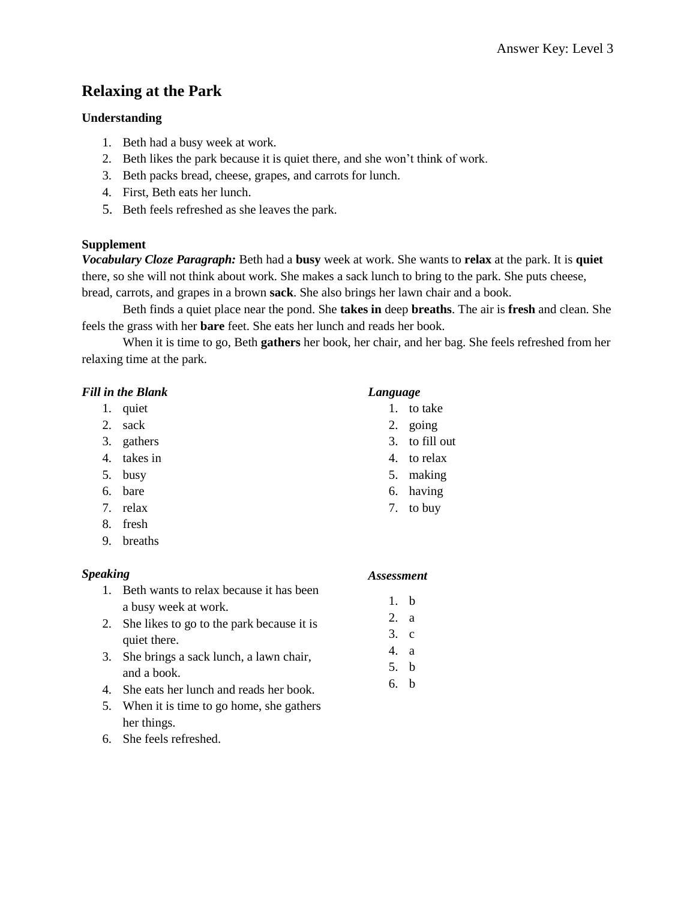# Relaxing at the Park

### Understanding

1. Beth had a busy week at work.
2. Beth likes the park because it is quiet there, and she won't think of work.
3. Beth packs bread, cheese, grapes, and carrots for lunch.
4. First, Beth eats her lunch.
5. Beth feels refreshed as she leaves the park.

### Supplement

***Vocabulary Cloze Paragraph:*** Beth had a **busy** week at work. She wants to **relax** at the park. It is **quiet** there, so she will not think about work. She makes a sack lunch to bring to the park. She puts cheese, bread, carrots, and grapes in a brown **sack**. She also brings her lawn chair and a book.

Beth finds a quiet place near the pond. She **takes in** deep **breaths**. The air is **fresh** and clean. She feels the grass with her **bare** feet. She eats her lunch and reads her book.

When it is time to go, Beth **gathers** her book, her chair, and her bag. She feels refreshed from her relaxing time at the park.

***Fill in the Blank***

1. quiet
2. sack
3. gathers
4. takes in
5. busy
6. bare
7. relax
8. fresh
9. breaths

***Language***

1. to take
2. going
3. to fill out
4. to relax
5. making
6. having
7. to buy

***Speaking***

1. Beth wants to relax because it has been a busy week at work.
2. She likes to go to the park because it is quiet there.
3. She brings a sack lunch, a lawn chair, and a book.
4. She eats her lunch and reads her book.
5. When it is time to go home, she gathers her things.
6. She feels refreshed.

***Assessment***

1. b
2. a
3. c
4. a
5. b
6. b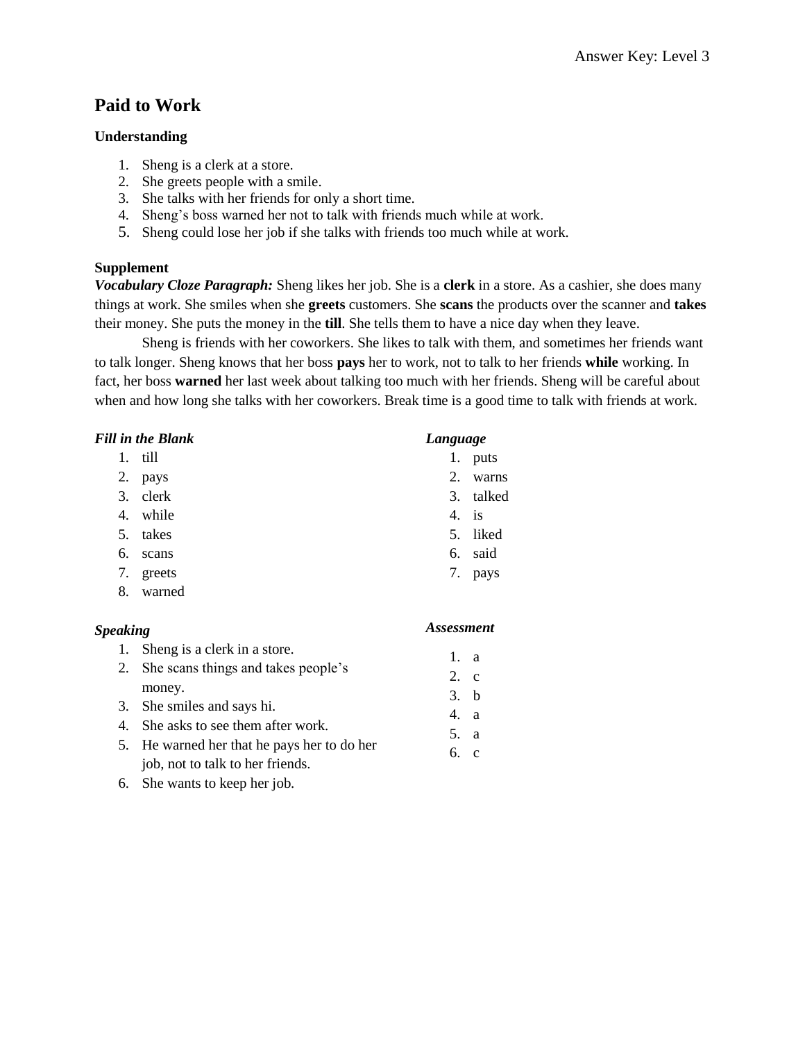# Paid to Work

### Understanding

1. Sheng is a clerk at a store.
2. She greets people with a smile.
3. She talks with her friends for only a short time.
4. Sheng's boss warned her not to talk with friends much while at work.
5. Sheng could lose her job if she talks with friends too much while at work.

### Supplement

***Vocabulary Cloze Paragraph:*** Sheng likes her job. She is a **clerk** in a store. As a cashier, she does many things at work. She smiles when she **greets** customers. She **scans** the products over the scanner and **takes** their money. She puts the money in the **till**. She tells them to have a nice day when they leave.

Sheng is friends with her coworkers. She likes to talk with them, and sometimes her friends want to talk longer. Sheng knows that her boss **pays** her to work, not to talk to her friends **while** working. In fact, her boss **warned** her last week about talking too much with her friends. Sheng will be careful about when and how long she talks with her coworkers. Break time is a good time to talk with friends at work.

***Fill in the Blank***

1. till
2. pays
3. clerk
4. while
5. takes
6. scans
7. greets
8. warned

***Language***

1. puts
2. warns
3. talked
4. is
5. liked
6. said
7. pays

***Speaking***

1. Sheng is a clerk in a store.
2. She scans things and takes people's money.
3. She smiles and says hi.
4. She asks to see them after work.
5. He warned her that he pays her to do her job, not to talk to her friends.
6. She wants to keep her job.

***Assessment***

1. a
2. c
3. b
4. a
5. a
6. c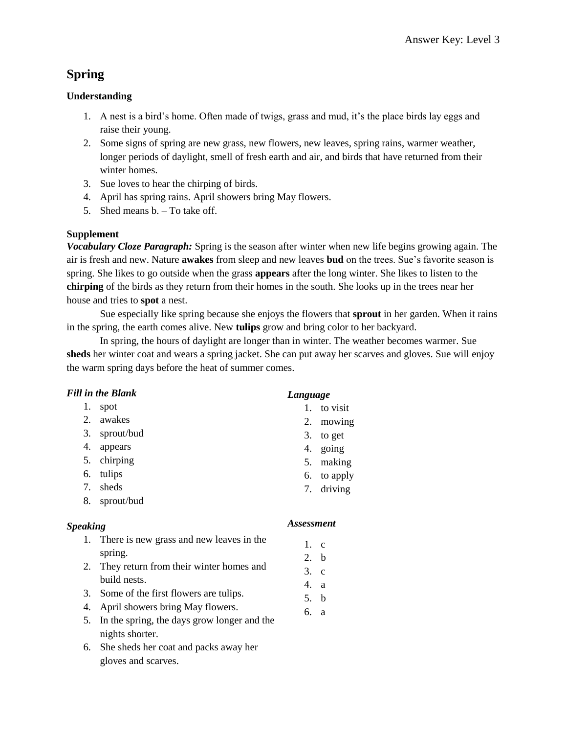# Spring

### Understanding

1. A nest is a bird's home. Often made of twigs, grass and mud, it's the place birds lay eggs and raise their young.
2. Some signs of spring are new grass, new flowers, new leaves, spring rains, warmer weather, longer periods of daylight, smell of fresh earth and air, and birds that have returned from their winter homes.
3. Sue loves to hear the chirping of birds.
4. April has spring rains. April showers bring May flowers.
5. Shed means b. – To take off.

### Supplement

***Vocabulary Cloze Paragraph:*** Spring is the season after winter when new life begins growing again. The air is fresh and new. Nature **awakes** from sleep and new leaves **bud** on the trees. Sue's favorite season is spring. She likes to go outside when the grass **appears** after the long winter. She likes to listen to the **chirping** of the birds as they return from their homes in the south. She looks up in the trees near her house and tries to **spot** a nest.

Sue especially like spring because she enjoys the flowers that **sprout** in her garden. When it rains in the spring, the earth comes alive. New **tulips** grow and bring color to her backyard.

In spring, the hours of daylight are longer than in winter. The weather becomes warmer. Sue **sheds** her winter coat and wears a spring jacket. She can put away her scarves and gloves. Sue will enjoy the warm spring days before the heat of summer comes.

***Fill in the Blank***

1. spot
2. awakes
3. sprout/bud
4. appears
5. chirping
6. tulips
7. sheds
8. sprout/bud

***Speaking***

1. There is new grass and new leaves in the spring.
2. They return from their winter homes and build nests.
3. Some of the first flowers are tulips.
4. April showers bring May flowers.
5. In the spring, the days grow longer and the nights shorter.
6. She sheds her coat and packs away her gloves and scarves.

***Language***

1. to visit
2. mowing
3. to get
4. going
5. making
6. to apply
7. driving

***Assessment***

1. c
2. b
3. c
4. a
5. b
6. a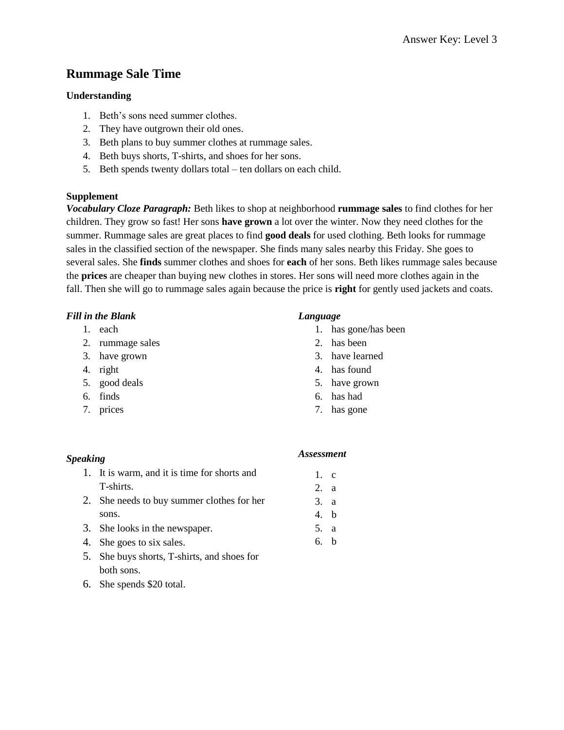# Rummage Sale Time

### Understanding

1. Beth's sons need summer clothes.
2. They have outgrown their old ones.
3. Beth plans to buy summer clothes at rummage sales.
4. Beth buys shorts, T-shirts, and shoes for her sons.
5. Beth spends twenty dollars total – ten dollars on each child.

### Supplement

***Vocabulary Cloze Paragraph:*** Beth likes to shop at neighborhood **rummage sales** to find clothes for her children. They grow so fast! Her sons **have grown** a lot over the winter. Now they need clothes for the summer. Rummage sales are great places to find **good deals** for used clothing. Beth looks for rummage sales in the classified section of the newspaper. She finds many sales nearby this Friday. She goes to several sales. She **finds** summer clothes and shoes for **each** of her sons. Beth likes rummage sales because the **prices** are cheaper than buying new clothes in stores. Her sons will need more clothes again in the fall. Then she will go to rummage sales again because the price is **right** for gently used jackets and coats.

***Fill in the Blank***

1. each
2. rummage sales
3. have grown
4. right
5. good deals
6. finds
7. prices

***Language***

1. has gone/has been
2. has been
3. have learned
4. has found
5. have grown
6. has had
7. has gone

***Speaking***

1. It is warm, and it is time for shorts and T-shirts.
2. She needs to buy summer clothes for her sons.
3. She looks in the newspaper.
4. She goes to six sales.
5. She buys shorts, T-shirts, and shoes for both sons.
6. She spends $20 total.

***Assessment***

1. c
2. a
3. a
4. b
5. a
6. b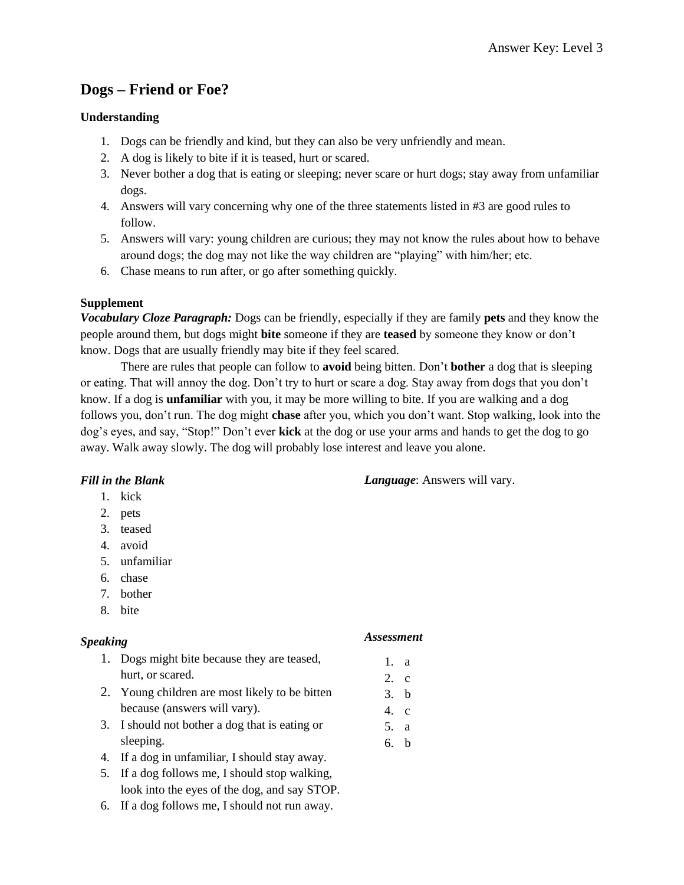Answer Key: Level 3

# Dogs – Friend or Foe?

**Understanding**

1. Dogs can be friendly and kind, but they can also be very unfriendly and mean.
2. A dog is likely to bite if it is teased, hurt or scared.
3. Never bother a dog that is eating or sleeping; never scare or hurt dogs; stay away from unfamiliar dogs.
4. Answers will vary concerning why one of the three statements listed in #3 are good rules to follow.
5. Answers will vary: young children are curious; they may not know the rules about how to behave around dogs; the dog may not like the way children are "playing" with him/her; etc.
6. Chase means to run after, or go after something quickly.

**Supplement**

***Vocabulary Cloze Paragraph:*** Dogs can be friendly, especially if they are family **pets** and they know the people around them, but dogs might **bite** someone if they are **teased** by someone they know or don't know. Dogs that are usually friendly may bite if they feel scared.

There are rules that people can follow to **avoid** being bitten. Don't **bother** a dog that is sleeping or eating. That will annoy the dog. Don't try to hurt or scare a dog. Stay away from dogs that you don't know. If a dog is **unfamiliar** with you, it may be more willing to bite. If you are walking and a dog follows you, don't run. The dog might **chase** after you, which you don't want. Stop walking, look into the dog's eyes, and say, "Stop!" Don't ever **kick** at the dog or use your arms and hands to get the dog to go away. Walk away slowly. The dog will probably lose interest and leave you alone.

***Fill in the Blank***

1. kick
2. pets
3. teased
4. avoid
5. unfamiliar
6. chase
7. bother
8. bite

***Language***: Answers will vary.

***Speaking***

1. Dogs might bite because they are teased, hurt, or scared.
2. Young children are most likely to be bitten because (answers will vary).
3. I should not bother a dog that is eating or sleeping.
4. If a dog in unfamiliar, I should stay away.
5. If a dog follows me, I should stop walking, look into the eyes of the dog, and say STOP.
6. If a dog follows me, I should not run away.

***Assessment***

1. a
2. c
3. b
4. c
5. a
6. b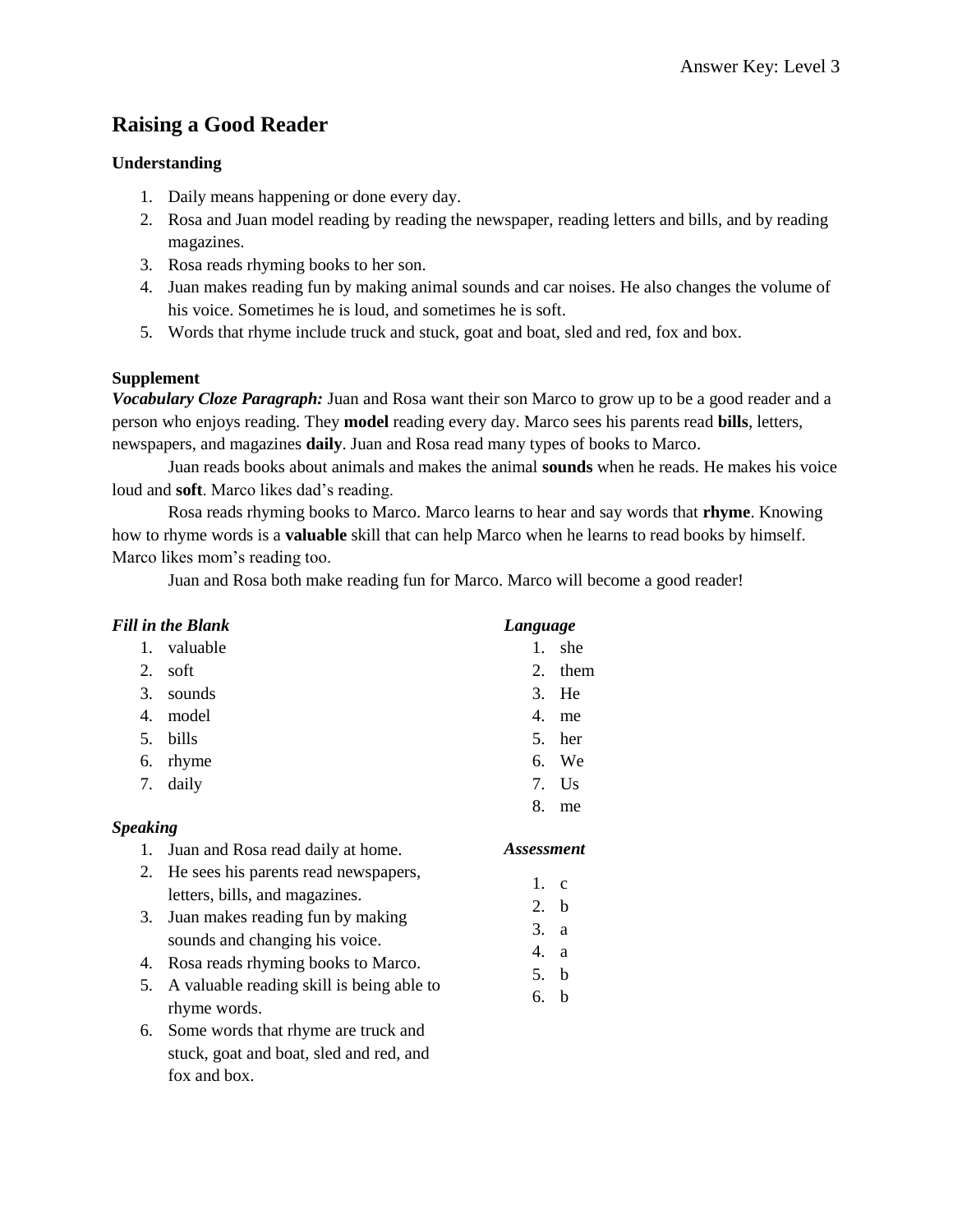# Raising a Good Reader

### Understanding

1. Daily means happening or done every day.
2. Rosa and Juan model reading by reading the newspaper, reading letters and bills, and by reading magazines.
3. Rosa reads rhyming books to her son.
4. Juan makes reading fun by making animal sounds and car noises. He also changes the volume of his voice. Sometimes he is loud, and sometimes he is soft.
5. Words that rhyme include truck and stuck, goat and boat, sled and red, fox and box.

### Supplement

***Vocabulary Cloze Paragraph:*** Juan and Rosa want their son Marco to grow up to be a good reader and a person who enjoys reading. They **model** reading every day. Marco sees his parents read **bills**, letters, newspapers, and magazines **daily**. Juan and Rosa read many types of books to Marco.

Juan reads books about animals and makes the animal **sounds** when he reads. He makes his voice loud and **soft**. Marco likes dad's reading.

Rosa reads rhyming books to Marco. Marco learns to hear and say words that **rhyme**. Knowing how to rhyme words is a **valuable** skill that can help Marco when he learns to read books by himself. Marco likes mom's reading too.

Juan and Rosa both make reading fun for Marco. Marco will become a good reader!

***Fill in the Blank***

1. valuable
2. soft
3. sounds
4. model
5. bills
6. rhyme
7. daily

***Speaking***

1. Juan and Rosa read daily at home.
2. He sees his parents read newspapers, letters, bills, and magazines.
3. Juan makes reading fun by making sounds and changing his voice.
4. Rosa reads rhyming books to Marco.
5. A valuable reading skill is being able to rhyme words.
6. Some words that rhyme are truck and stuck, goat and boat, sled and red, and fox and box.

***Language***

1. she
2. them
3. He
4. me
5. her
6. We
7. Us
8. me

***Assessment***

1. c
2. b
3. a
4. a
5. b
6. b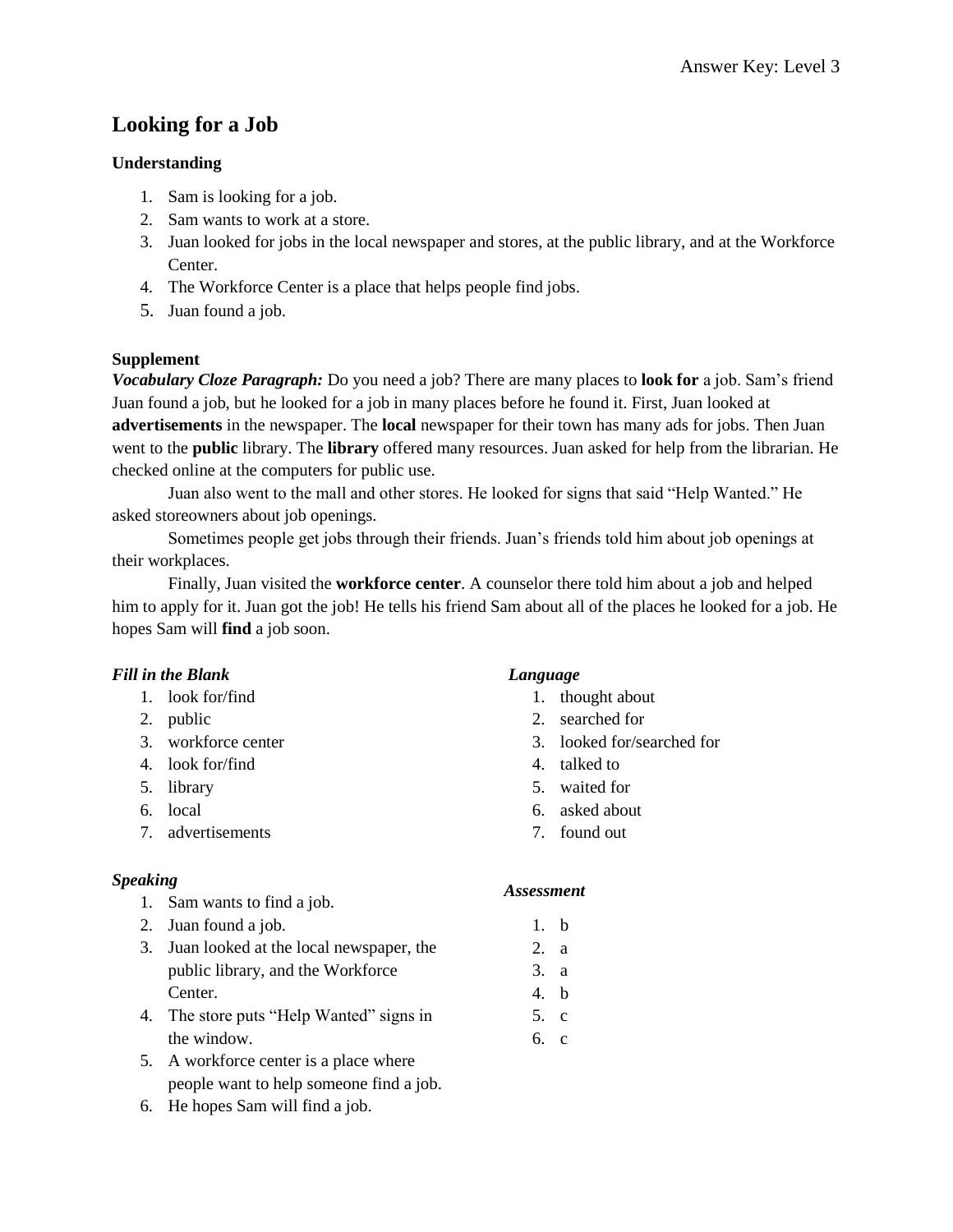# Looking for a Job

### Understanding

1. Sam is looking for a job.
2. Sam wants to work at a store.
3. Juan looked for jobs in the local newspaper and stores, at the public library, and at the Workforce Center.
4. The Workforce Center is a place that helps people find jobs.
5. Juan found a job.

### Supplement

***Vocabulary Cloze Paragraph:*** Do you need a job? There are many places to **look for** a job. Sam's friend Juan found a job, but he looked for a job in many places before he found it. First, Juan looked at **advertisements** in the newspaper. The **local** newspaper for their town has many ads for jobs. Then Juan went to the **public** library. The **library** offered many resources. Juan asked for help from the librarian. He checked online at the computers for public use.

Juan also went to the mall and other stores. He looked for signs that said "Help Wanted." He asked storeowners about job openings.

Sometimes people get jobs through their friends. Juan's friends told him about job openings at their workplaces.

Finally, Juan visited the **workforce center**. A counselor there told him about a job and helped him to apply for it. Juan got the job! He tells his friend Sam about all of the places he looked for a job. He hopes Sam will **find** a job soon.

***Fill in the Blank***

1. look for/find
2. public
3. workforce center
4. look for/find
5. library
6. local
7. advertisements

***Speaking***

1. Sam wants to find a job.
2. Juan found a job.
3. Juan looked at the local newspaper, the public library, and the Workforce Center.
4. The store puts "Help Wanted" signs in the window.
5. A workforce center is a place where people want to help someone find a job.
6. He hopes Sam will find a job.

***Language***

1. thought about
2. searched for
3. looked for/searched for
4. talked to
5. waited for
6. asked about
7. found out

***Assessment***

1. b
2. a
3. a
4. b
5. c
6. c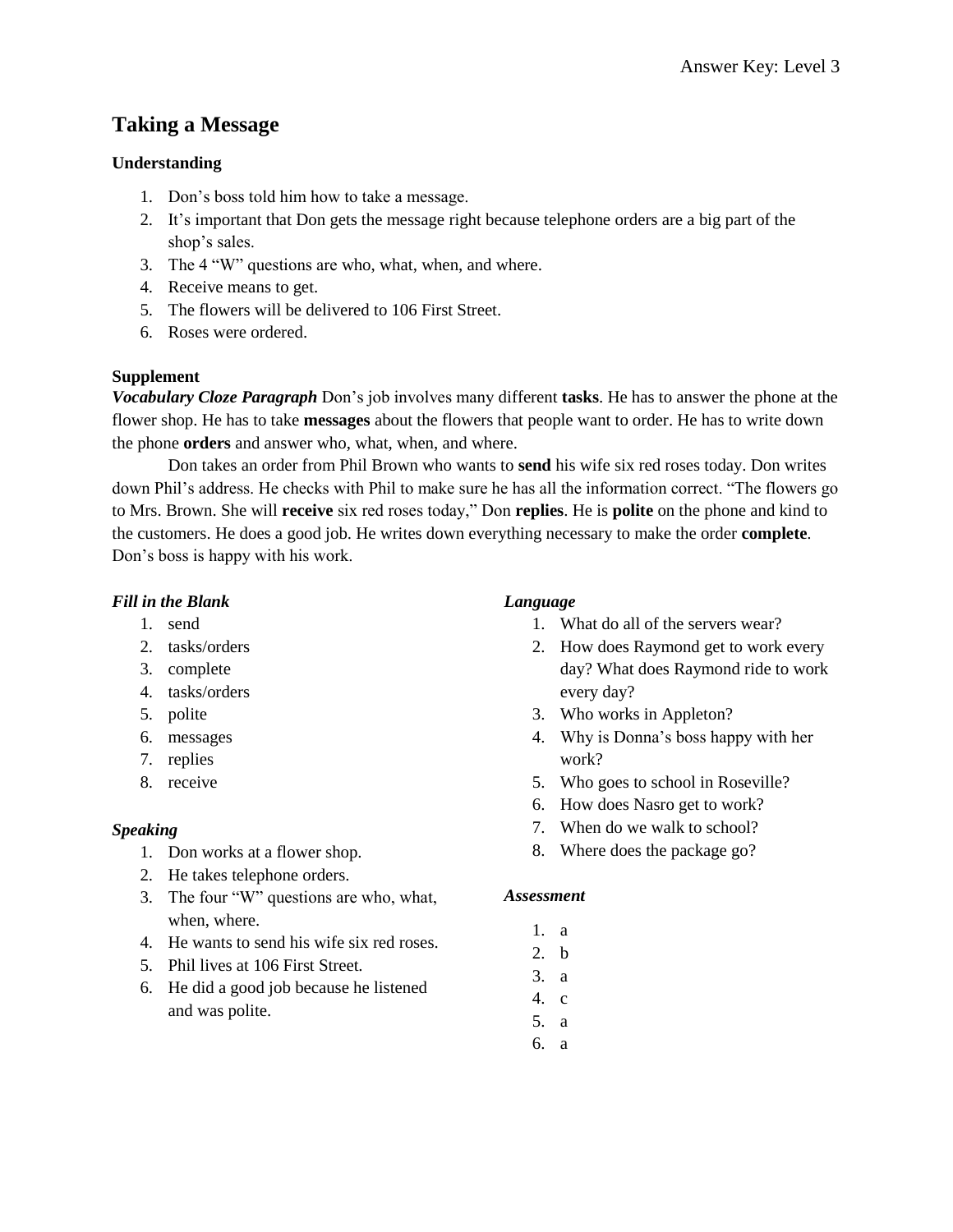# Taking a Message

### Understanding

1. Don's boss told him how to take a message.
2. It's important that Don gets the message right because telephone orders are a big part of the shop's sales.
3. The 4 "W" questions are who, what, when, and where.
4. Receive means to get.
5. The flowers will be delivered to 106 First Street.
6. Roses were ordered.

### Supplement

***Vocabulary Cloze Paragraph*** Don's job involves many different **tasks**. He has to answer the phone at the flower shop. He has to take **messages** about the flowers that people want to order. He has to write down the phone **orders** and answer who, what, when, and where.

Don takes an order from Phil Brown who wants to **send** his wife six red roses today. Don writes down Phil's address. He checks with Phil to make sure he has all the information correct. "The flowers go to Mrs. Brown. She will **receive** six red roses today," Don **replies**. He is **polite** on the phone and kind to the customers. He does a good job. He writes down everything necessary to make the order **complete**. Don's boss is happy with his work.

***Fill in the Blank***

1. send
2. tasks/orders
3. complete
4. tasks/orders
5. polite
6. messages
7. replies
8. receive

***Speaking***

1. Don works at a flower shop.
2. He takes telephone orders.
3. The four "W" questions are who, what, when, where.
4. He wants to send his wife six red roses.
5. Phil lives at 106 First Street.
6. He did a good job because he listened and was polite.

***Language***

1. What do all of the servers wear?
2. How does Raymond get to work every day? What does Raymond ride to work every day?
3. Who works in Appleton?
4. Why is Donna's boss happy with her work?
5. Who goes to school in Roseville?
6. How does Nasro get to work?
7. When do we walk to school?
8. Where does the package go?

***Assessment***

1. a
2. b
3. a
4. c
5. a
6. a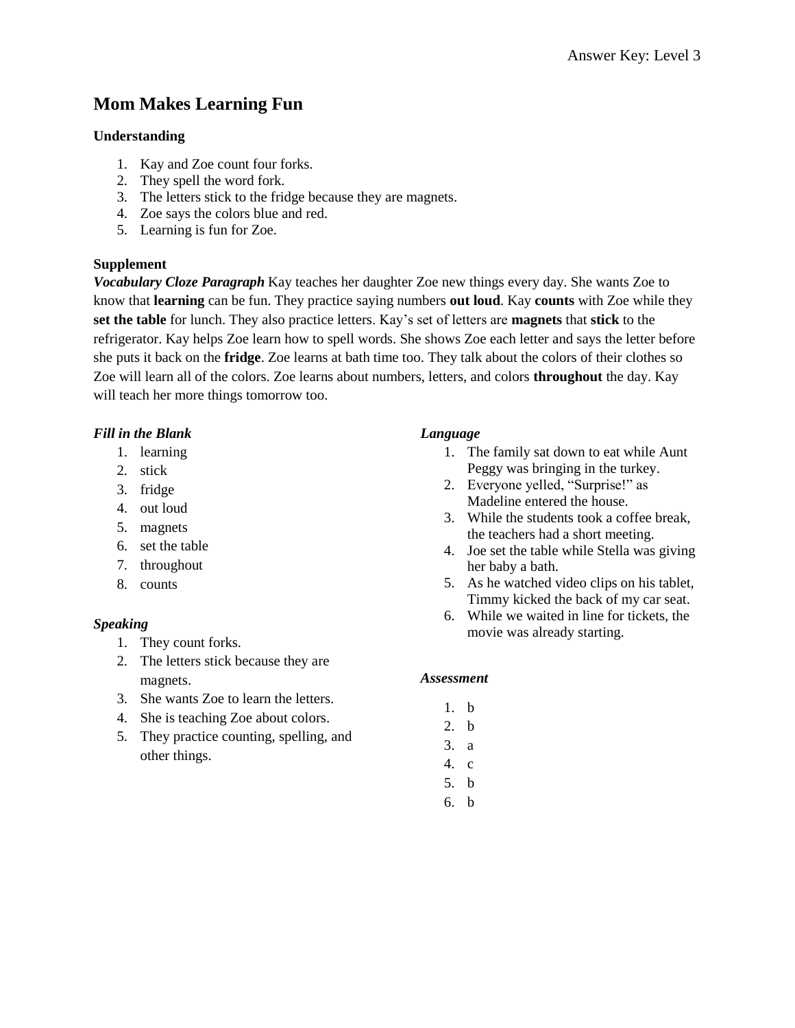## Mom Makes Learning Fun

### Understanding

1. Kay and Zoe count four forks.
2. They spell the word fork.
3. The letters stick to the fridge because they are magnets.
4. Zoe says the colors blue and red.
5. Learning is fun for Zoe.

### Supplement

***Vocabulary Cloze Paragraph*** Kay teaches her daughter Zoe new things every day. She wants Zoe to know that **learning** can be fun. They practice saying numbers **out loud**. Kay **counts** with Zoe while they **set the table** for lunch. They also practice letters. Kay's set of letters are **magnets** that **stick** to the refrigerator. Kay helps Zoe learn how to spell words. She shows Zoe each letter and says the letter before she puts it back on the **fridge**. Zoe learns at bath time too. They talk about the colors of their clothes so Zoe will learn all of the colors. Zoe learns about numbers, letters, and colors **throughout** the day. Kay will teach her more things tomorrow too.

#### *Fill in the Blank*

1. learning
2. stick
3. fridge
4. out loud
5. magnets
6. set the table
7. throughout
8. counts

#### *Speaking*

1. They count forks.
2. The letters stick because they are magnets.
3. She wants Zoe to learn the letters.
4. She is teaching Zoe about colors.
5. They practice counting, spelling, and other things.

#### *Language*

1. The family sat down to eat while Aunt Peggy was bringing in the turkey.
2. Everyone yelled, "Surprise!" as Madeline entered the house.
3. While the students took a coffee break, the teachers had a short meeting.
4. Joe set the table while Stella was giving her baby a bath.
5. As he watched video clips on his tablet, Timmy kicked the back of my car seat.
6. While we waited in line for tickets, the movie was already starting.

#### *Assessment*

1. b
2. b
3. a
4. c
5. b
6. b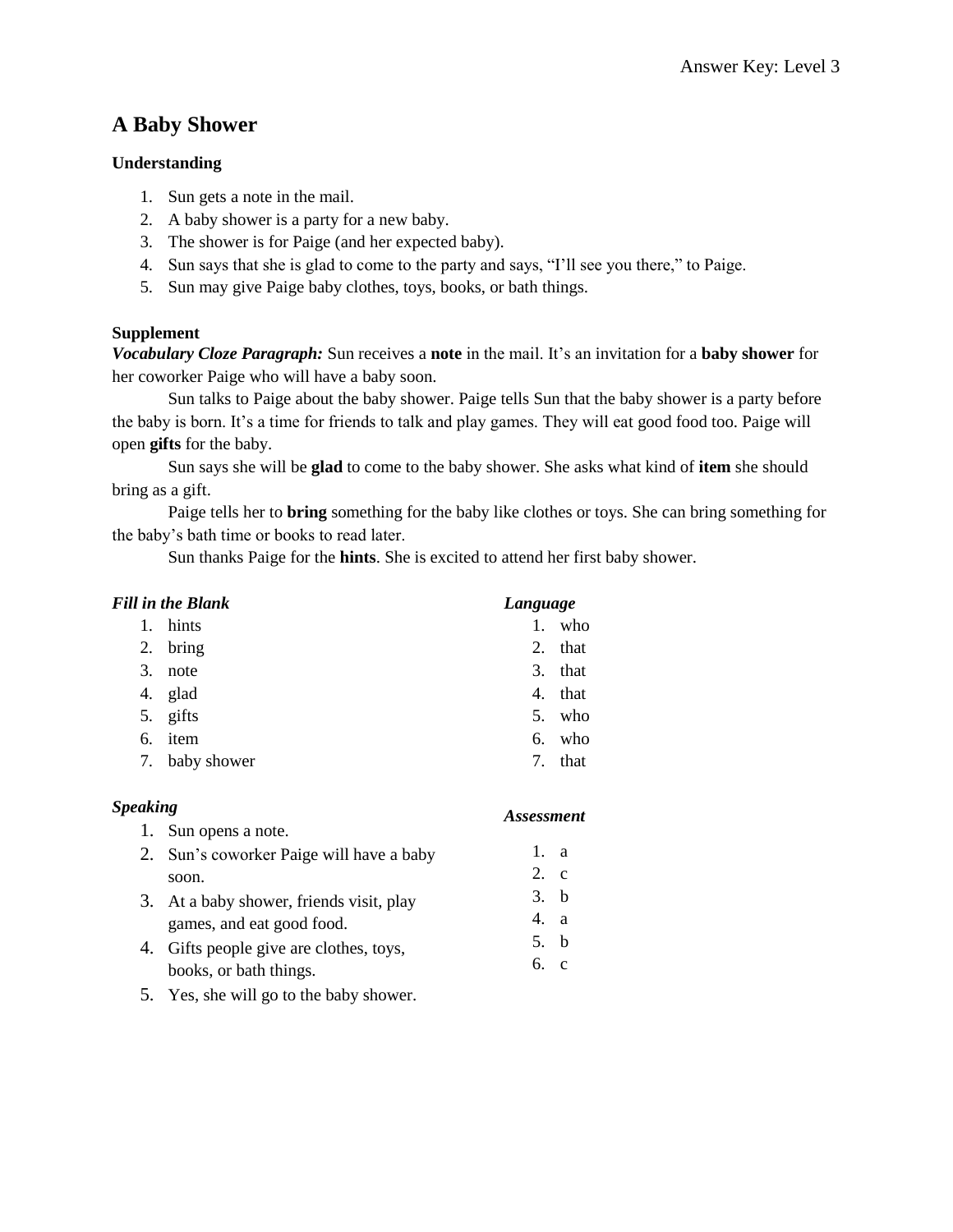# A Baby Shower

### Understanding

1. Sun gets a note in the mail.
2. A baby shower is a party for a new baby.
3. The shower is for Paige (and her expected baby).
4. Sun says that she is glad to come to the party and says, "I'll see you there," to Paige.
5. Sun may give Paige baby clothes, toys, books, or bath things.

### Supplement

***Vocabulary Cloze Paragraph:*** Sun receives a **note** in the mail. It's an invitation for a **baby shower** for her coworker Paige who will have a baby soon.

Sun talks to Paige about the baby shower. Paige tells Sun that the baby shower is a party before the baby is born. It's a time for friends to talk and play games. They will eat good food too. Paige will open **gifts** for the baby.

Sun says she will be **glad** to come to the baby shower. She asks what kind of **item** she should bring as a gift.

Paige tells her to **bring** something for the baby like clothes or toys. She can bring something for the baby's bath time or books to read later.

Sun thanks Paige for the **hints**. She is excited to attend her first baby shower.

***Fill in the Blank***

1. hints
2. bring
3. note
4. glad
5. gifts
6. item
7. baby shower

***Language***

1. who
2. that
3. that
4. that
5. who
6. who
7. that

***Speaking***

1. Sun opens a note.
2. Sun's coworker Paige will have a baby soon.
3. At a baby shower, friends visit, play games, and eat good food.
4. Gifts people give are clothes, toys, books, or bath things.
5. Yes, she will go to the baby shower.

***Assessment***

1. a
2. c
3. b
4. a
5. b
6. c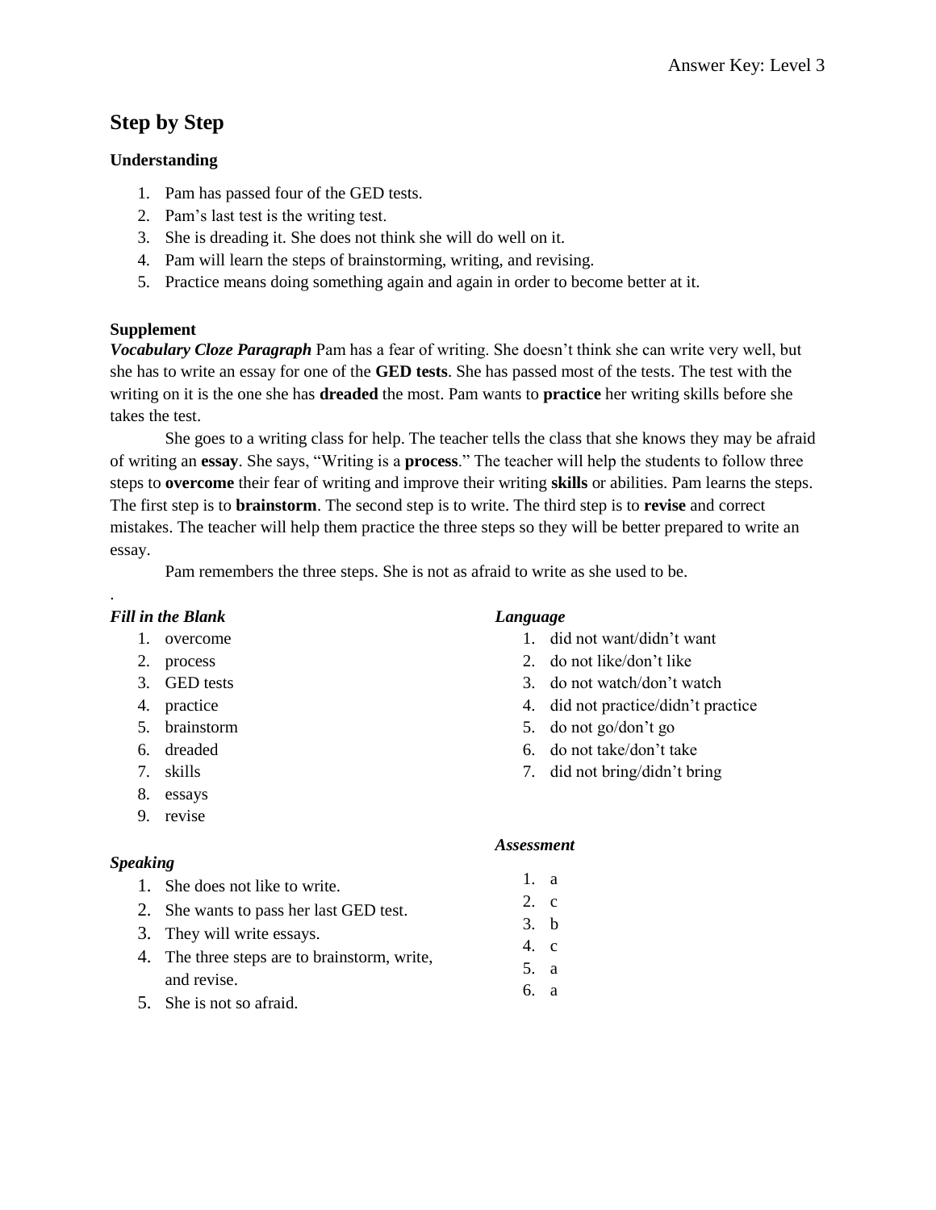# Step by Step

### Understanding

1. Pam has passed four of the GED tests.
2. Pam's last test is the writing test.
3. She is dreading it. She does not think she will do well on it.
4. Pam will learn the steps of brainstorming, writing, and revising.
5. Practice means doing something again and again in order to become better at it.

### Supplement

***Vocabulary Cloze Paragraph*** Pam has a fear of writing. She doesn't think she can write very well, but she has to write an essay for one of the **GED tests**. She has passed most of the tests. The test with the writing on it is the one she has **dreaded** the most. Pam wants to **practice** her writing skills before she takes the test.

She goes to a writing class for help. The teacher tells the class that she knows they may be afraid of writing an **essay**. She says, "Writing is a **process**." The teacher will help the students to follow three steps to **overcome** their fear of writing and improve their writing **skills** or abilities. Pam learns the steps. The first step is to **brainstorm**. The second step is to write. The third step is to **revise** and correct mistakes. The teacher will help them practice the three steps so they will be better prepared to write an essay.

Pam remembers the three steps. She is not as afraid to write as she used to be.

.

***Fill in the Blank***

1. overcome
2. process
3. GED tests
4. practice
5. brainstorm
6. dreaded
7. skills
8. essays
9. revise

***Speaking***

1. She does not like to write.
2. She wants to pass her last GED test.
3. They will write essays.
4. The three steps are to brainstorm, write, and revise.
5. She is not so afraid.

***Language***

1. did not want/didn't want
2. do not like/don't like
3. do not watch/don't watch
4. did not practice/didn't practice
5. do not go/don't go
6. do not take/don't take
7. did not bring/didn't bring

***Assessment***

1. a
2. c
3. b
4. c
5. a
6. a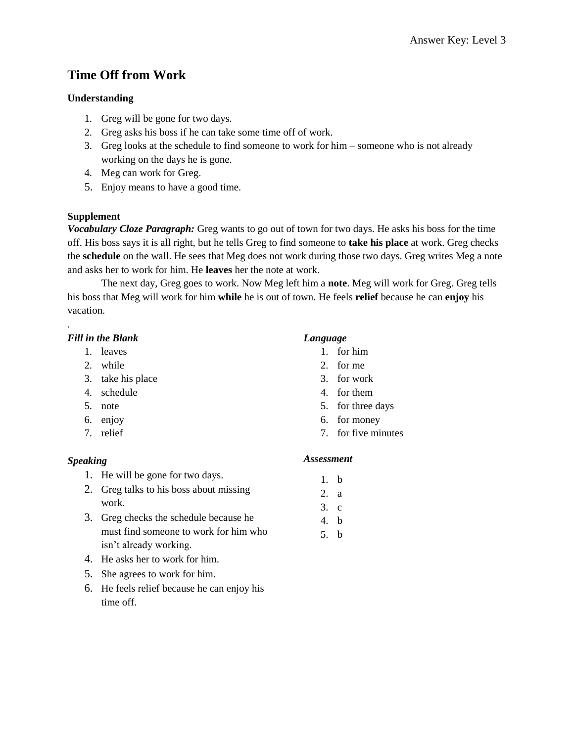Answer Key: Level 3

# Time Off from Work

**Understanding**

1. Greg will be gone for two days.
2. Greg asks his boss if he can take some time off of work.
3. Greg looks at the schedule to find someone to work for him – someone who is not already working on the days he is gone.
4. Meg can work for Greg.
5. Enjoy means to have a good time.

**Supplement**

***Vocabulary Cloze Paragraph:*** Greg wants to go out of town for two days. He asks his boss for the time off. His boss says it is all right, but he tells Greg to find someone to **take his place** at work. Greg checks the **schedule** on the wall. He sees that Meg does not work during those two days. Greg writes Meg a note and asks her to work for him. He **leaves** her the note at work.

The next day, Greg goes to work. Now Meg left him a **note**. Meg will work for Greg. Greg tells his boss that Meg will work for him **while** he is out of town. He feels **relief** because he can **enjoy** his vacation.

.

***Fill in the Blank***

1. leaves
2. while
3. take his place
4. schedule
5. note
6. enjoy
7. relief

***Speaking***

1. He will be gone for two days.
2. Greg talks to his boss about missing work.
3. Greg checks the schedule because he must find someone to work for him who isn't already working.
4. He asks her to work for him.
5. She agrees to work for him.
6. He feels relief because he can enjoy his time off.

***Language***

1. for him
2. for me
3. for work
4. for them
5. for three days
6. for money
7. for five minutes

***Assessment***

1. b
2. a
3. c
4. b
5. b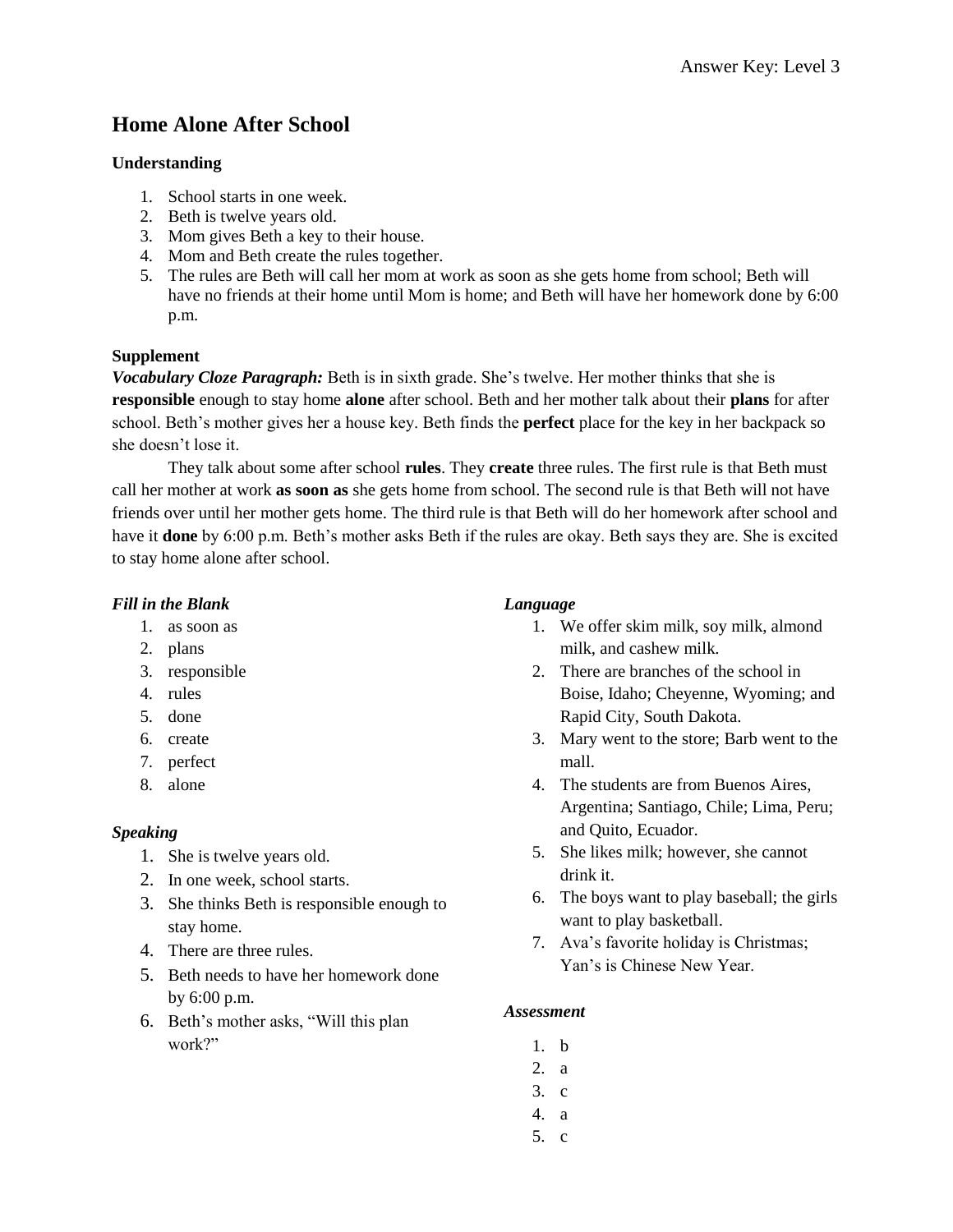# Home Alone After School

### Understanding

1. School starts in one week.
2. Beth is twelve years old.
3. Mom gives Beth a key to their house.
4. Mom and Beth create the rules together.
5. The rules are Beth will call her mom at work as soon as she gets home from school; Beth will have no friends at their home until Mom is home; and Beth will have her homework done by 6:00 p.m.

### Supplement

***Vocabulary Cloze Paragraph:*** Beth is in sixth grade. She's twelve. Her mother thinks that she is **responsible** enough to stay home **alone** after school. Beth and her mother talk about their **plans** for after school. Beth's mother gives her a house key. Beth finds the **perfect** place for the key in her backpack so she doesn't lose it.

They talk about some after school **rules**. They **create** three rules. The first rule is that Beth must call her mother at work **as soon as** she gets home from school. The second rule is that Beth will not have friends over until her mother gets home. The third rule is that Beth will do her homework after school and have it **done** by 6:00 p.m. Beth's mother asks Beth if the rules are okay. Beth says they are. She is excited to stay home alone after school.

***Fill in the Blank***

1. as soon as
2. plans
3. responsible
4. rules
5. done
6. create
7. perfect
8. alone

***Speaking***

1. She is twelve years old.
2. In one week, school starts.
3. She thinks Beth is responsible enough to stay home.
4. There are three rules.
5. Beth needs to have her homework done by 6:00 p.m.
6. Beth's mother asks, "Will this plan work?"

***Language***

1. We offer skim milk, soy milk, almond milk, and cashew milk.
2. There are branches of the school in Boise, Idaho; Cheyenne, Wyoming; and Rapid City, South Dakota.
3. Mary went to the store; Barb went to the mall.
4. The students are from Buenos Aires, Argentina; Santiago, Chile; Lima, Peru; and Quito, Ecuador.
5. She likes milk; however, she cannot drink it.
6. The boys want to play baseball; the girls want to play basketball.
7. Ava's favorite holiday is Christmas; Yan's is Chinese New Year.

***Assessment***

1. b
2. a
3. c
4. a
5. c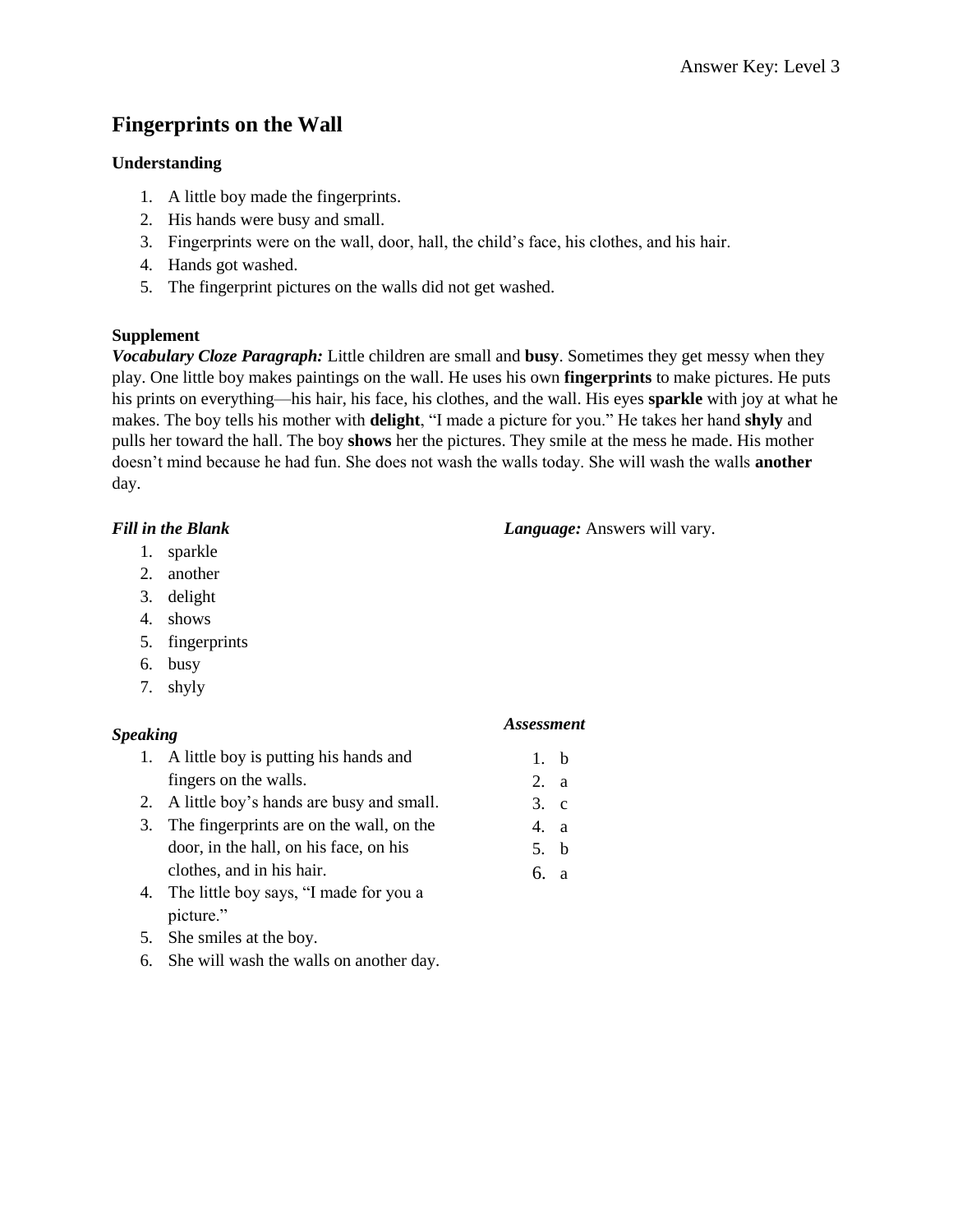# Fingerprints on the Wall

### Understanding

1. A little boy made the fingerprints.
2. His hands were busy and small.
3. Fingerprints were on the wall, door, hall, the child's face, his clothes, and his hair.
4. Hands got washed.
5. The fingerprint pictures on the walls did not get washed.

### Supplement

***Vocabulary Cloze Paragraph:*** Little children are small and **busy**. Sometimes they get messy when they play. One little boy makes paintings on the wall. He uses his own **fingerprints** to make pictures. He puts his prints on everything—his hair, his face, his clothes, and the wall. His eyes **sparkle** with joy at what he makes. The boy tells his mother with **delight**, "I made a picture for you." He takes her hand **shyly** and pulls her toward the hall. The boy **shows** her the pictures. They smile at the mess he made. His mother doesn't mind because he had fun. She does not wash the walls today. She will wash the walls **another** day.

***Fill in the Blank***

1. sparkle
2. another
3. delight
4. shows
5. fingerprints
6. busy
7. shyly

***Language:*** Answers will vary.

***Speaking***

1. A little boy is putting his hands and fingers on the walls.
2. A little boy's hands are busy and small.
3. The fingerprints are on the wall, on the door, in the hall, on his face, on his clothes, and in his hair.
4. The little boy says, "I made for you a picture."
5. She smiles at the boy.
6. She will wash the walls on another day.

***Assessment***

1. b
2. a
3. c
4. a
5. b
6. a